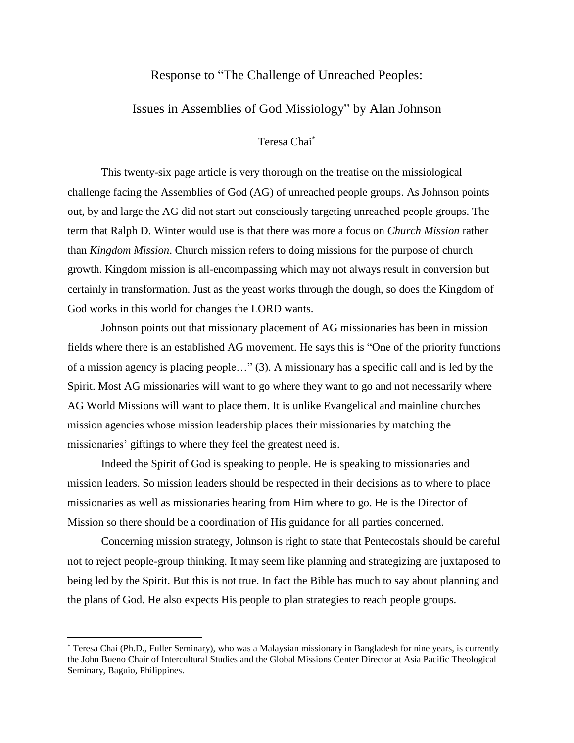# Response to "The Challenge of Unreached Peoples: Issues in Assemblies of God Missiology" by Alan Johnson

Teresa Chai[*]

This twenty-six page article is very thorough on the treatise on the missiological challenge facing the Assemblies of God (AG) of unreached people groups. As Johnson points out, by and large the AG did not start out consciously targeting unreached people groups. The term that Ralph D. Winter would use is that there was more a focus on *Church Mission* rather than *Kingdom Mission*. Church mission refers to doing missions for the purpose of church growth. Kingdom mission is all-encompassing which may not always result in conversion but certainly in transformation. Just as the yeast works through the dough, so does the Kingdom of God works in this world for changes the LORD wants.

Johnson points out that missionary placement of AG missionaries has been in mission fields where there is an established AG movement. He says this is "One of the priority functions of a mission agency is placing people…" (3). A missionary has a specific call and is led by the Spirit. Most AG missionaries will want to go where they want to go and not necessarily where AG World Missions will want to place them. It is unlike Evangelical and mainline churches mission agencies whose mission leadership places their missionaries by matching the missionaries' giftings to where they feel the greatest need is.

Indeed the Spirit of God is speaking to people. He is speaking to missionaries and mission leaders. So mission leaders should be respected in their decisions as to where to place missionaries as well as missionaries hearing from Him where to go. He is the Director of Mission so there should be a coordination of His guidance for all parties concerned.

Concerning mission strategy, Johnson is right to state that Pentecostals should be careful not to reject people-group thinking. It may seem like planning and strategizing are juxtaposed to being led by the Spirit. But this is not true. In fact the Bible has much to say about planning and the plans of God. He also expects His people to plan strategies to reach people groups.

---

[*] Teresa Chai (Ph.D., Fuller Seminary), who was a Malaysian missionary in Bangladesh for nine years, is currently the John Bueno Chair of Intercultural Studies and the Global Missions Center Director at Asia Pacific Theological Seminary, Baguio, Philippines.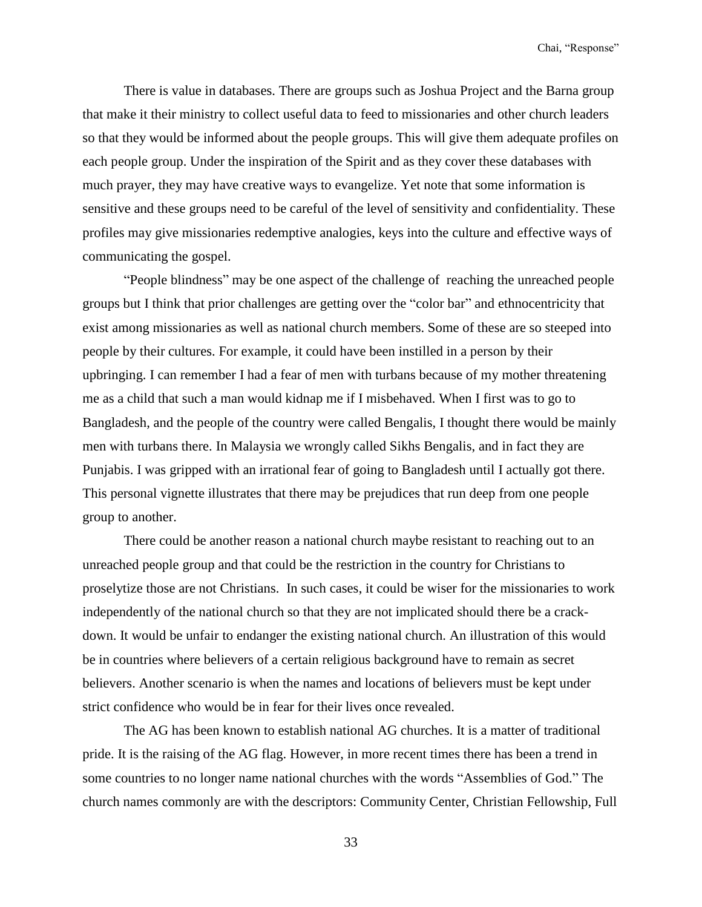There is value in databases. There are groups such as Joshua Project and the Barna group that make it their ministry to collect useful data to feed to missionaries and other church leaders so that they would be informed about the people groups. This will give them adequate profiles on each people group. Under the inspiration of the Spirit and as they cover these databases with much prayer, they may have creative ways to evangelize. Yet note that some information is sensitive and these groups need to be careful of the level of sensitivity and confidentiality. These profiles may give missionaries redemptive analogies, keys into the culture and effective ways of communicating the gospel.

"People blindness" may be one aspect of the challenge of reaching the unreached people groups but I think that prior challenges are getting over the "color bar" and ethnocentricity that exist among missionaries as well as national church members. Some of these are so steeped into people by their cultures. For example, it could have been instilled in a person by their upbringing. I can remember I had a fear of men with turbans because of my mother threatening me as a child that such a man would kidnap me if I misbehaved. When I first was to go to Bangladesh, and the people of the country were called Bengalis, I thought there would be mainly men with turbans there. In Malaysia we wrongly called Sikhs Bengalis, and in fact they are Punjabis. I was gripped with an irrational fear of going to Bangladesh until I actually got there. This personal vignette illustrates that there may be prejudices that run deep from one people group to another.

There could be another reason a national church maybe resistant to reaching out to an unreached people group and that could be the restriction in the country for Christians to proselytize those are not Christians. In such cases, it could be wiser for the missionaries to work independently of the national church so that they are not implicated should there be a crack-down. It would be unfair to endanger the existing national church. An illustration of this would be in countries where believers of a certain religious background have to remain as secret believers. Another scenario is when the names and locations of believers must be kept under strict confidence who would be in fear for their lives once revealed.

The AG has been known to establish national AG churches. It is a matter of traditional pride. It is the raising of the AG flag. However, in more recent times there has been a trend in some countries to no longer name national churches with the words "Assemblies of God." The church names commonly are with the descriptors: Community Center, Christian Fellowship, Full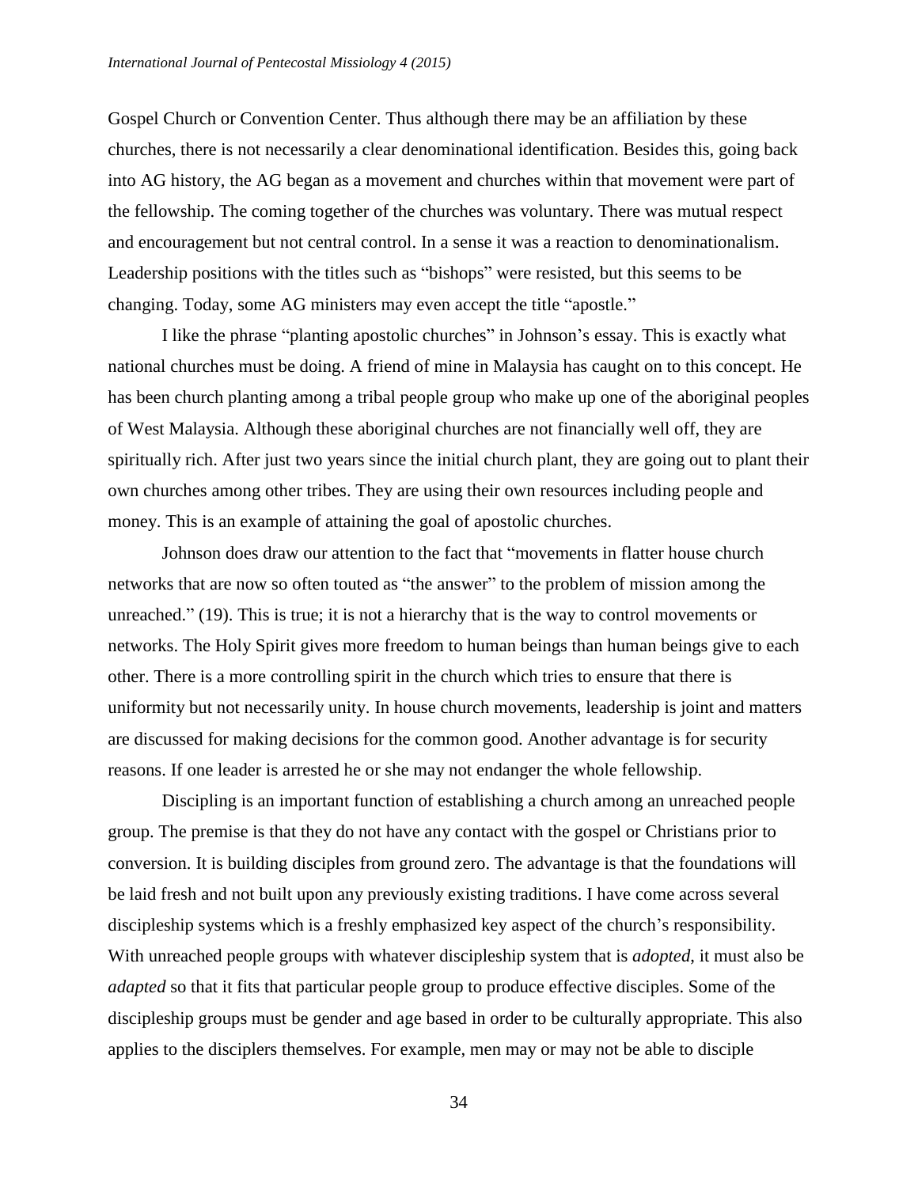Gospel Church or Convention Center. Thus although there may be an affiliation by these churches, there is not necessarily a clear denominational identification. Besides this, going back into AG history, the AG began as a movement and churches within that movement were part of the fellowship. The coming together of the churches was voluntary. There was mutual respect and encouragement but not central control. In a sense it was a reaction to denominationalism. Leadership positions with the titles such as "bishops" were resisted, but this seems to be changing. Today, some AG ministers may even accept the title "apostle."

I like the phrase "planting apostolic churches" in Johnson's essay. This is exactly what national churches must be doing. A friend of mine in Malaysia has caught on to this concept. He has been church planting among a tribal people group who make up one of the aboriginal peoples of West Malaysia. Although these aboriginal churches are not financially well off, they are spiritually rich. After just two years since the initial church plant, they are going out to plant their own churches among other tribes. They are using their own resources including people and money. This is an example of attaining the goal of apostolic churches.

Johnson does draw our attention to the fact that "movements in flatter house church networks that are now so often touted as "the answer" to the problem of mission among the unreached." (19). This is true; it is not a hierarchy that is the way to control movements or networks. The Holy Spirit gives more freedom to human beings than human beings give to each other. There is a more controlling spirit in the church which tries to ensure that there is uniformity but not necessarily unity. In house church movements, leadership is joint and matters are discussed for making decisions for the common good. Another advantage is for security reasons. If one leader is arrested he or she may not endanger the whole fellowship.

Discipling is an important function of establishing a church among an unreached people group. The premise is that they do not have any contact with the gospel or Christians prior to conversion. It is building disciples from ground zero. The advantage is that the foundations will be laid fresh and not built upon any previously existing traditions. I have come across several discipleship systems which is a freshly emphasized key aspect of the church's responsibility. With unreached people groups with whatever discipleship system that is *adopted*, it must also be *adapted* so that it fits that particular people group to produce effective disciples. Some of the discipleship groups must be gender and age based in order to be culturally appropriate. This also applies to the disciplers themselves. For example, men may or may not be able to disciple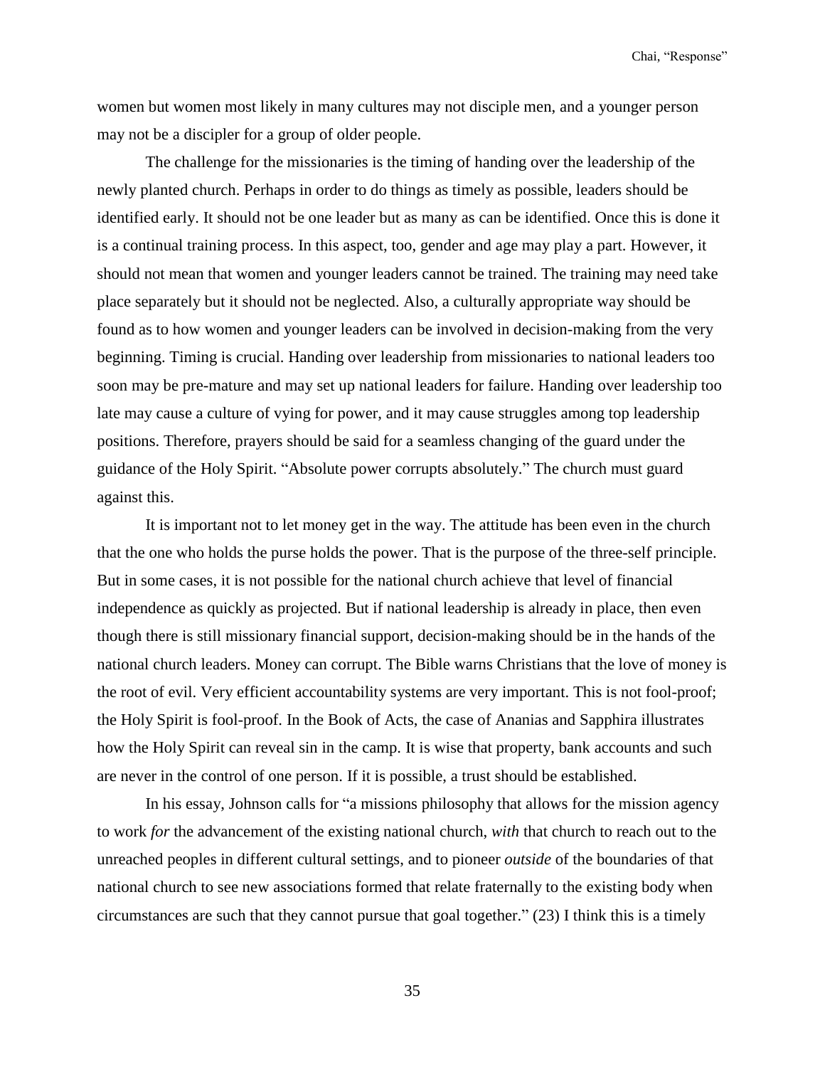women but women most likely in many cultures may not disciple men, and a younger person may not be a discipler for a group of older people.

The challenge for the missionaries is the timing of handing over the leadership of the newly planted church. Perhaps in order to do things as timely as possible, leaders should be identified early. It should not be one leader but as many as can be identified. Once this is done it is a continual training process. In this aspect, too, gender and age may play a part. However, it should not mean that women and younger leaders cannot be trained. The training may need take place separately but it should not be neglected. Also, a culturally appropriate way should be found as to how women and younger leaders can be involved in decision-making from the very beginning. Timing is crucial. Handing over leadership from missionaries to national leaders too soon may be pre-mature and may set up national leaders for failure. Handing over leadership too late may cause a culture of vying for power, and it may cause struggles among top leadership positions. Therefore, prayers should be said for a seamless changing of the guard under the guidance of the Holy Spirit. "Absolute power corrupts absolutely." The church must guard against this.

It is important not to let money get in the way. The attitude has been even in the church that the one who holds the purse holds the power. That is the purpose of the three-self principle. But in some cases, it is not possible for the national church achieve that level of financial independence as quickly as projected. But if national leadership is already in place, then even though there is still missionary financial support, decision-making should be in the hands of the national church leaders. Money can corrupt. The Bible warns Christians that the love of money is the root of evil. Very efficient accountability systems are very important. This is not fool-proof; the Holy Spirit is fool-proof. In the Book of Acts, the case of Ananias and Sapphira illustrates how the Holy Spirit can reveal sin in the camp. It is wise that property, bank accounts and such are never in the control of one person. If it is possible, a trust should be established.

In his essay, Johnson calls for "a missions philosophy that allows for the mission agency to work *for* the advancement of the existing national church, *with* that church to reach out to the unreached peoples in different cultural settings, and to pioneer *outside* of the boundaries of that national church to see new associations formed that relate fraternally to the existing body when circumstances are such that they cannot pursue that goal together." (23) I think this is a timely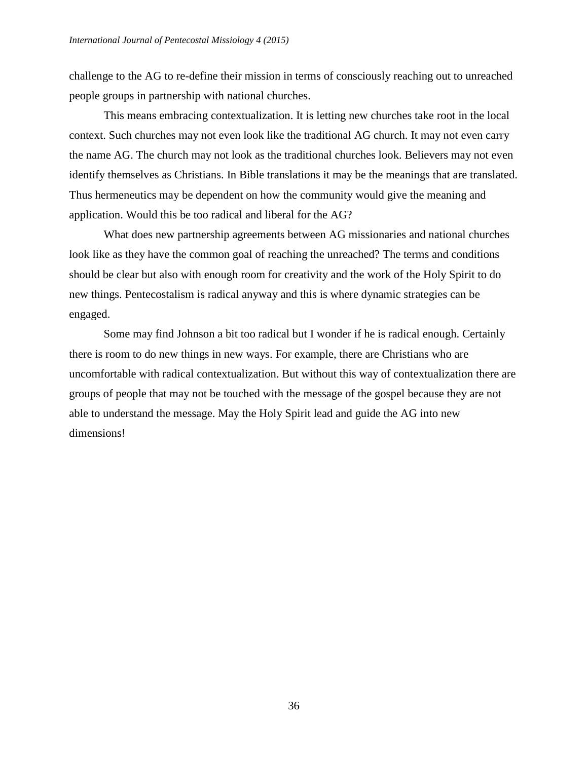challenge to the AG to re-define their mission in terms of consciously reaching out to unreached people groups in partnership with national churches.

This means embracing contextualization. It is letting new churches take root in the local context. Such churches may not even look like the traditional AG church. It may not even carry the name AG. The church may not look as the traditional churches look. Believers may not even identify themselves as Christians. In Bible translations it may be the meanings that are translated. Thus hermeneutics may be dependent on how the community would give the meaning and application. Would this be too radical and liberal for the AG?

What does new partnership agreements between AG missionaries and national churches look like as they have the common goal of reaching the unreached? The terms and conditions should be clear but also with enough room for creativity and the work of the Holy Spirit to do new things. Pentecostalism is radical anyway and this is where dynamic strategies can be engaged.

Some may find Johnson a bit too radical but I wonder if he is radical enough. Certainly there is room to do new things in new ways. For example, there are Christians who are uncomfortable with radical contextualization. But without this way of contextualization there are groups of people that may not be touched with the message of the gospel because they are not able to understand the message. May the Holy Spirit lead and guide the AG into new dimensions!